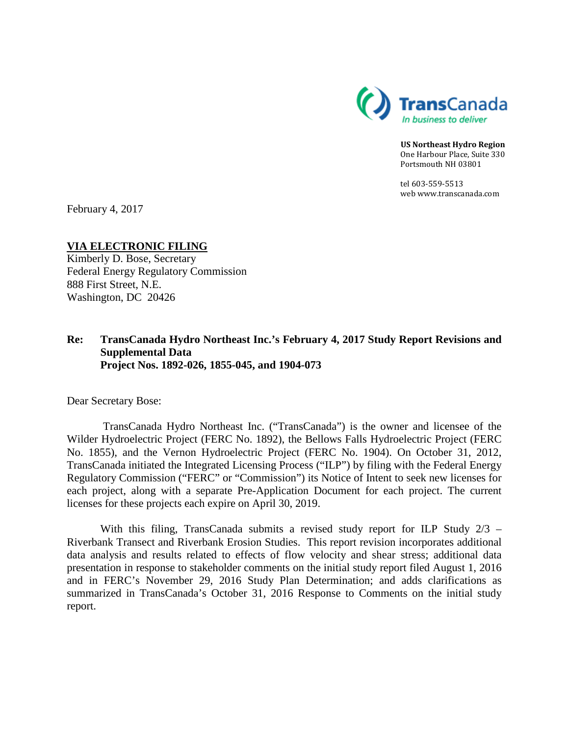TransCanada
*In business to deliver*

**US Northeast Hydro Region**
One Harbour Place, Suite 330
Portsmouth NH 03801

tel 603-559-5513
web www.transcanada.com

February 4, 2017

**VIA ELECTRONIC FILING**
Kimberly D. Bose, Secretary
Federal Energy Regulatory Commission
888 First Street, N.E.
Washington, DC 20426

**Re: TransCanada Hydro Northeast Inc.'s February 4, 2017 Study Report Revisions and Supplemental Data**
**Project Nos. 1892-026, 1855-045, and 1904-073**

Dear Secretary Bose:

TransCanada Hydro Northeast Inc. ("TransCanada") is the owner and licensee of the Wilder Hydroelectric Project (FERC No. 1892), the Bellows Falls Hydroelectric Project (FERC No. 1855), and the Vernon Hydroelectric Project (FERC No. 1904). On October 31, 2012, TransCanada initiated the Integrated Licensing Process ("ILP") by filing with the Federal Energy Regulatory Commission ("FERC" or "Commission") its Notice of Intent to seek new licenses for each project, along with a separate Pre-Application Document for each project. The current licenses for these projects each expire on April 30, 2019.

With this filing, TransCanada submits a revised study report for ILP Study 2/3 – Riverbank Transect and Riverbank Erosion Studies. This report revision incorporates additional data analysis and results related to effects of flow velocity and shear stress; additional data presentation in response to stakeholder comments on the initial study report filed August 1, 2016 and in FERC's November 29, 2016 Study Plan Determination; and adds clarifications as summarized in TransCanada's October 31, 2016 Response to Comments on the initial study report.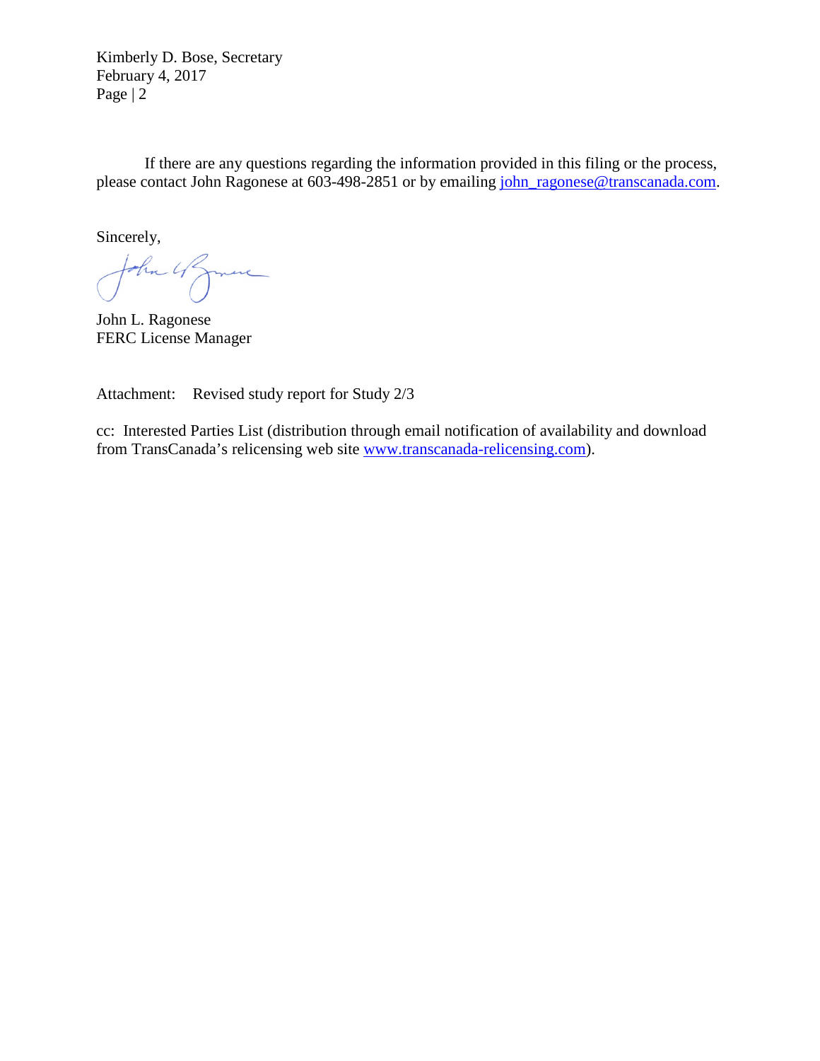Kimberly D. Bose, Secretary
February 4, 2017

If there are any questions regarding the information provided in this filing or the process, please contact John Ragonese at 603-498-2851 or by emailing john_ragonese@transcanada.com.

Sincerely,

John L. Ragonese
FERC License Manager

Attachment: Revised study report for Study 2/3

cc: Interested Parties List (distribution through email notification of availability and download from TransCanada's relicensing web site www.transcanada-relicensing.com).